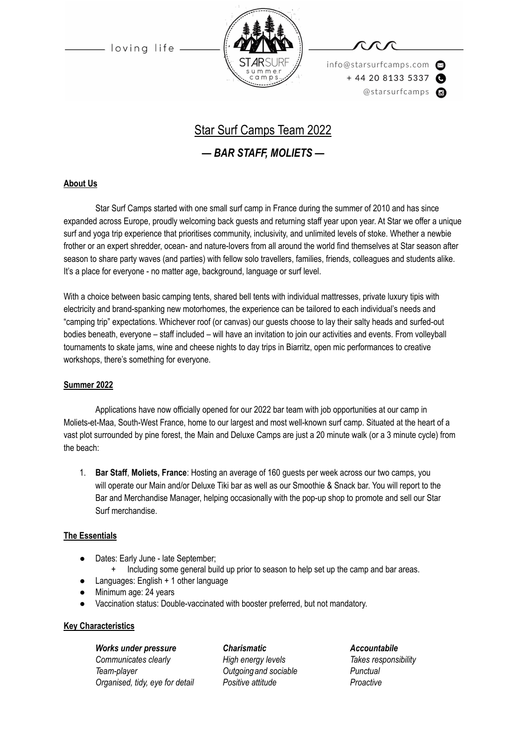loving life

STAR SURF summer camps

info@starsurfcamps.com
+ 44 20 8133 5337
@starsurfcamps

# Star Surf Camps Team 2022

## *— BAR STAFF, MOLIETS —*

**About Us**

Star Surf Camps started with one small surf camp in France during the summer of 2010 and has since expanded across Europe, proudly welcoming back guests and returning staff year upon year. At Star we offer a unique surf and yoga trip experience that prioritises community, inclusivity, and unlimited levels of stoke. Whether a newbie frother or an expert shredder, ocean- and nature-lovers from all around the world find themselves at Star season after season to share party waves (and parties) with fellow solo travellers, families, friends, colleagues and students alike. It's a place for everyone - no matter age, background, language or surf level.

With a choice between basic camping tents, shared bell tents with individual mattresses, private luxury tipis with electricity and brand-spanking new motorhomes, the experience can be tailored to each individual's needs and "camping trip" expectations. Whichever roof (or canvas) our guests choose to lay their salty heads and surfed-out bodies beneath, everyone – staff included – will have an invitation to join our activities and events. From volleyball tournaments to skate jams, wine and cheese nights to day trips in Biarritz, open mic performances to creative workshops, there's something for everyone.

**Summer 2022**

Applications have now officially opened for our 2022 bar team with job opportunities at our camp in Moliets-et-Maa, South-West France, home to our largest and most well-known surf camp. Situated at the heart of a vast plot surrounded by pine forest, the Main and Deluxe Camps are just a 20 minute walk (or a 3 minute cycle) from the beach:

1. **Bar Staff**, **Moliets, France**: Hosting an average of 160 guests per week across our two camps, you will operate our Main and/or Deluxe Tiki bar as well as our Smoothie & Snack bar. You will report to the Bar and Merchandise Manager, helping occasionally with the pop-up shop to promote and sell our Star Surf merchandise.

**The Essentials**

- Dates: Early June - late September;
  + Including some general build up prior to season to help set up the camp and bar areas.
- Languages: English + 1 other language
- Minimum age: 24 years
- Vaccination status: Double-vaccinated with booster preferred, but not mandatory.

**Key Characteristics**

***Works under pressure***
*Communicates clearly*
*Team-player*
*Organised, tidy, eye for detail*

***Charismatic***
*High energy levels*
*Outgoing and sociable*
*Positive attitude*

***Accountabile***
*Takes responsibility*
*Punctual*
*Proactive*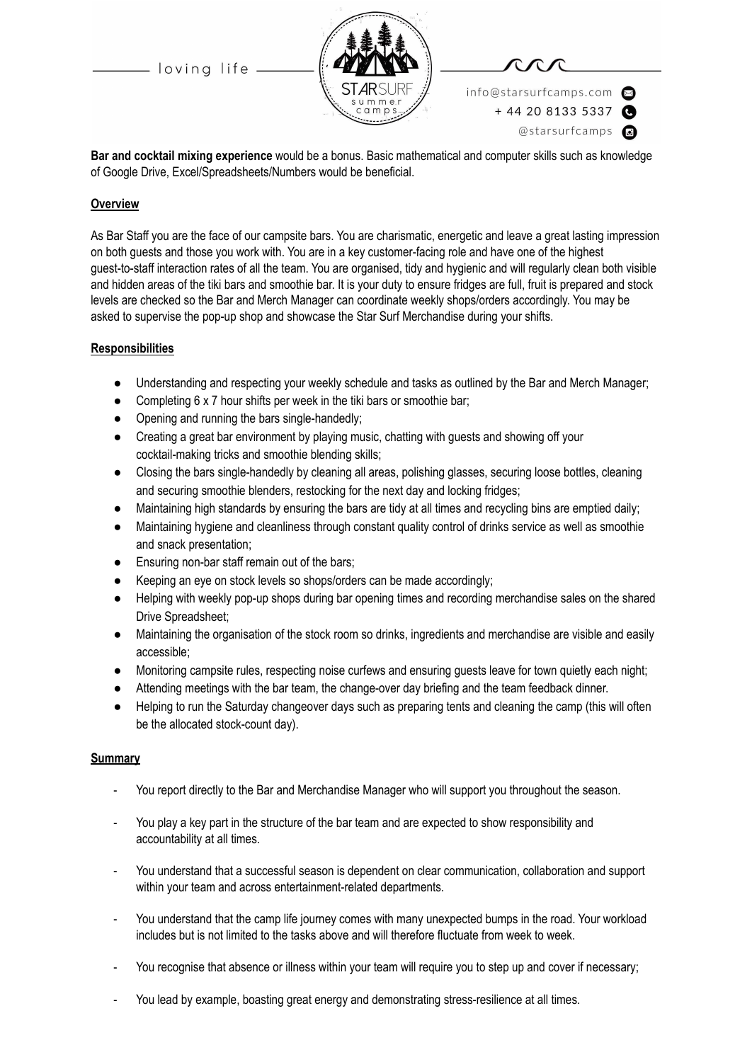**Bar and cocktail mixing experience** would be a bonus. Basic mathematical and computer skills such as knowledge of Google Drive, Excel/Spreadsheets/Numbers would be beneficial.

**Overview**

As Bar Staff you are the face of our campsite bars. You are charismatic, energetic and leave a great lasting impression on both guests and those you work with. You are in a key customer-facing role and have one of the highest guest-to-staff interaction rates of all the team. You are organised, tidy and hygienic and will regularly clean both visible and hidden areas of the tiki bars and smoothie bar. It is your duty to ensure fridges are full, fruit is prepared and stock levels are checked so the Bar and Merch Manager can coordinate weekly shops/orders accordingly. You may be asked to supervise the pop-up shop and showcase the Star Surf Merchandise during your shifts.

**Responsibilities**

- Understanding and respecting your weekly schedule and tasks as outlined by the Bar and Merch Manager;
- Completing 6 x 7 hour shifts per week in the tiki bars or smoothie bar;
- Opening and running the bars single-handedly;
- Creating a great bar environment by playing music, chatting with guests and showing off your cocktail-making tricks and smoothie blending skills;
- Closing the bars single-handedly by cleaning all areas, polishing glasses, securing loose bottles, cleaning and securing smoothie blenders, restocking for the next day and locking fridges;
- Maintaining high standards by ensuring the bars are tidy at all times and recycling bins are emptied daily;
- Maintaining hygiene and cleanliness through constant quality control of drinks service as well as smoothie and snack presentation;
- Ensuring non-bar staff remain out of the bars;
- Keeping an eye on stock levels so shops/orders can be made accordingly;
- Helping with weekly pop-up shops during bar opening times and recording merchandise sales on the shared Drive Spreadsheet;
- Maintaining the organisation of the stock room so drinks, ingredients and merchandise are visible and easily accessible;
- Monitoring campsite rules, respecting noise curfews and ensuring guests leave for town quietly each night;
- Attending meetings with the bar team, the change-over day briefing and the team feedback dinner.
- Helping to run the Saturday changeover days such as preparing tents and cleaning the camp (this will often be the allocated stock-count day).

**Summary**

- You report directly to the Bar and Merchandise Manager who will support you throughout the season.
- You play a key part in the structure of the bar team and are expected to show responsibility and accountability at all times.
- You understand that a successful season is dependent on clear communication, collaboration and support within your team and across entertainment-related departments.
- You understand that the camp life journey comes with many unexpected bumps in the road. Your workload includes but is not limited to the tasks above and will therefore fluctuate from week to week.
- You recognise that absence or illness within your team will require you to step up and cover if necessary;
- You lead by example, boasting great energy and demonstrating stress-resilience at all times.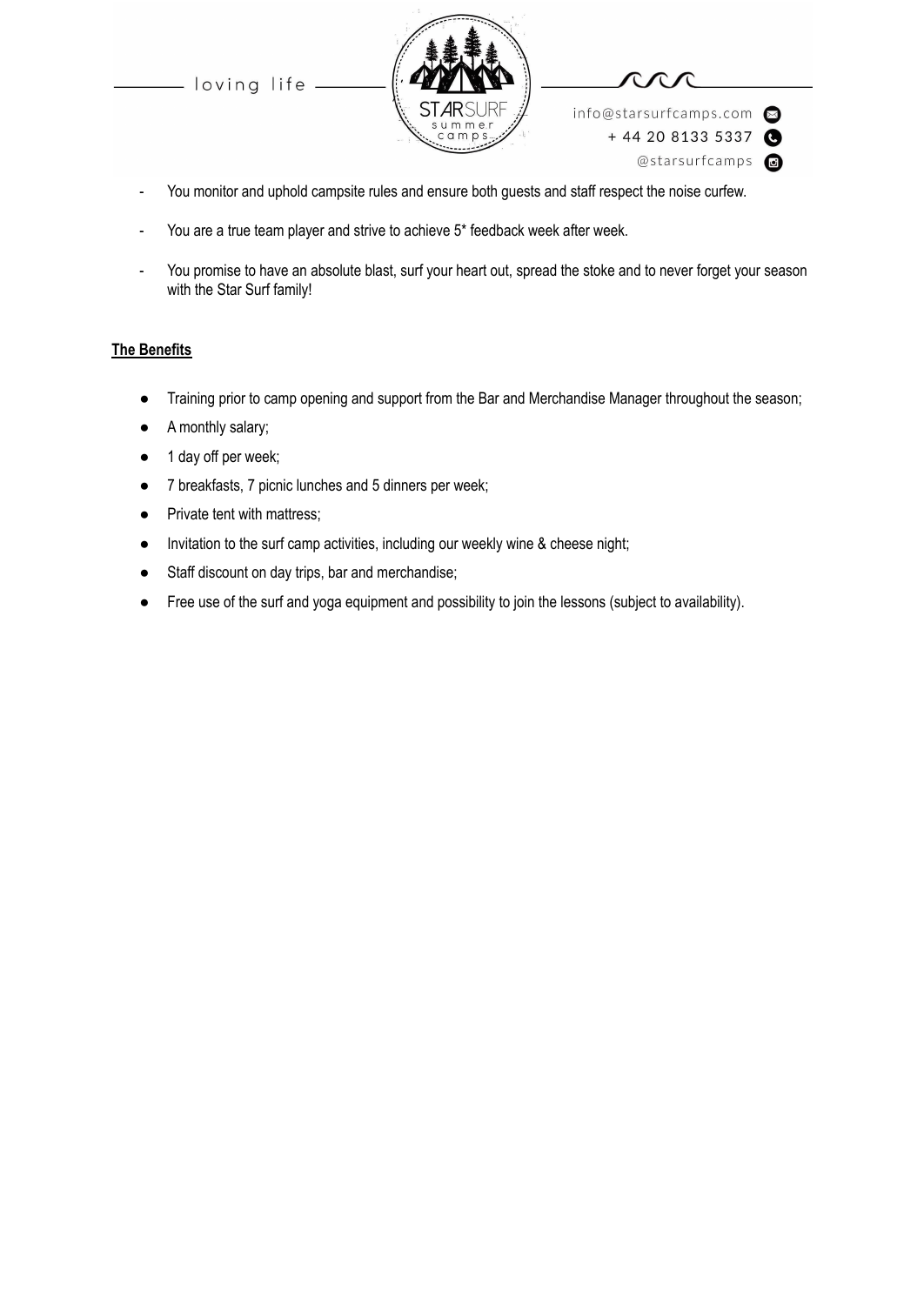- You monitor and uphold campsite rules and ensure both guests and staff respect the noise curfew.
- You are a true team player and strive to achieve 5* feedback week after week.
- You promise to have an absolute blast, surf your heart out, spread the stoke and to never forget your season with the Star Surf family!

**The Benefits**

- Training prior to camp opening and support from the Bar and Merchandise Manager throughout the season;
- A monthly salary;
- 1 day off per week;
- 7 breakfasts, 7 picnic lunches and 5 dinners per week;
- Private tent with mattress;
- Invitation to the surf camp activities, including our weekly wine & cheese night;
- Staff discount on day trips, bar and merchandise;
- Free use of the surf and yoga equipment and possibility to join the lessons (subject to availability).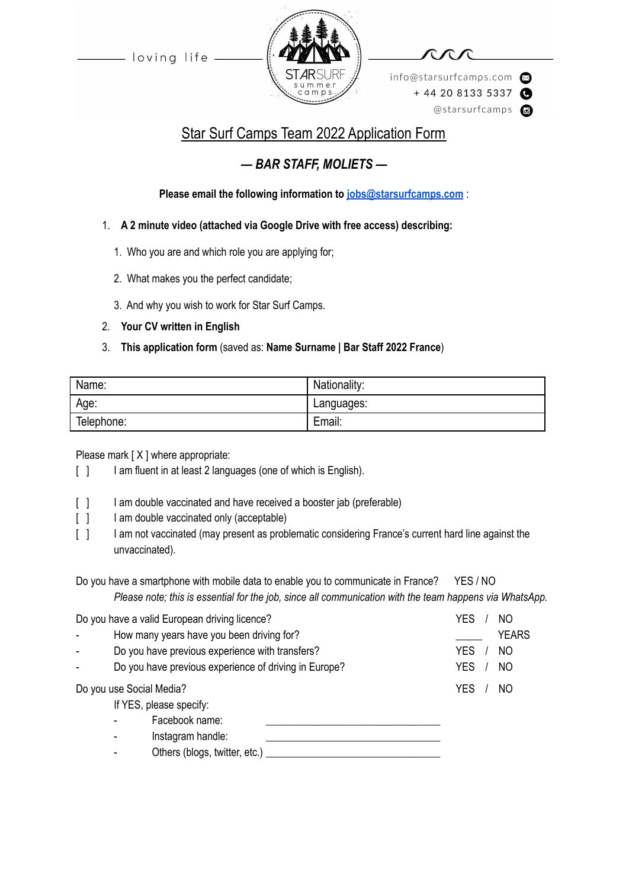loving life

STARSURF summer camps

info@starsurfcamps.com
+ 44 20 8133 5337
@starsurfcamps

# Star Surf Camps Team 2022 Application Form

## — BAR STAFF, MOLIETS —

**Please email the following information to jobs@starsurfcamps.com :**

1. **A 2 minute video (attached via Google Drive with free access) describing:**
    1. Who you are and which role you are applying for;
    2. What makes you the perfect candidate;
    3. And why you wish to work for Star Surf Camps.
2. **Your CV written in English**
3. **This application form** (saved as: **Name Surname | Bar Staff 2022 France**)

| Name: | Nationality: |
|---|---|
| Age: | Languages: |
| Telephone: | Email: |

Please mark [ X ] where appropriate:

[ ] I am fluent in at least 2 languages (one of which is English).

[ ] I am double vaccinated and have received a booster jab (preferable)
[ ] I am double vaccinated only (acceptable)
[ ] I am not vaccinated (may present as problematic considering France's current hard line against the unvaccinated).

Do you have a smartphone with mobile data to enable you to communicate in France? YES / NO
*Please note; this is essential for the job, since all communication with the team happens via WhatsApp.*

Do you have a valid European driving licence? YES / NO
- How many years have you been driving for? _____ YEARS
- Do you have previous experience with transfers? YES / NO
- Do you have previous experience of driving in Europe? YES / NO

Do you use Social Media? YES / NO
If YES, please specify:
- Facebook name: ______________________________
- Instagram handle: ______________________________
- Others (blogs, twitter, etc.) ______________________________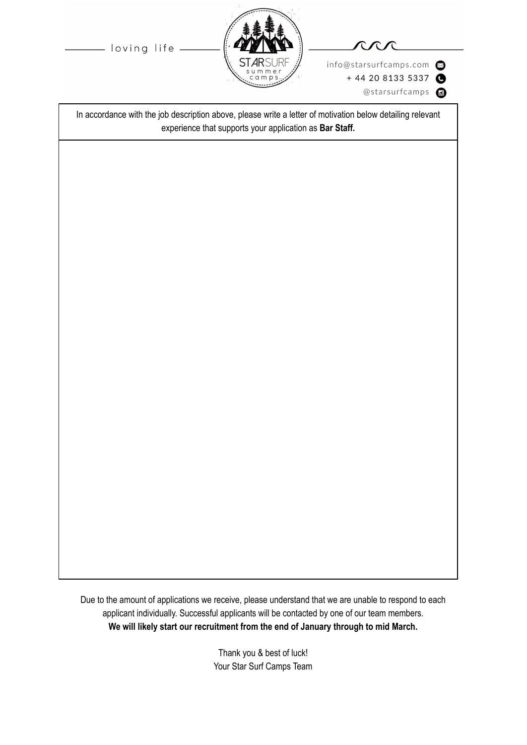loving life

STARSURF summer camps

info@starsurfcamps.com

+ 44 20 8133 5337

@starsurfcamps

| In accordance with the job description above, please write a letter of motivation below detailing relevant experience that supports your application as **Bar Staff.** |
| --- |
| |

Due to the amount of applications we receive, please understand that we are unable to respond to each applicant individually. Successful applicants will be contacted by one of our team members.
**We will likely start our recruitment from the end of January through to mid March.**

Thank you & best of luck!
Your Star Surf Camps Team